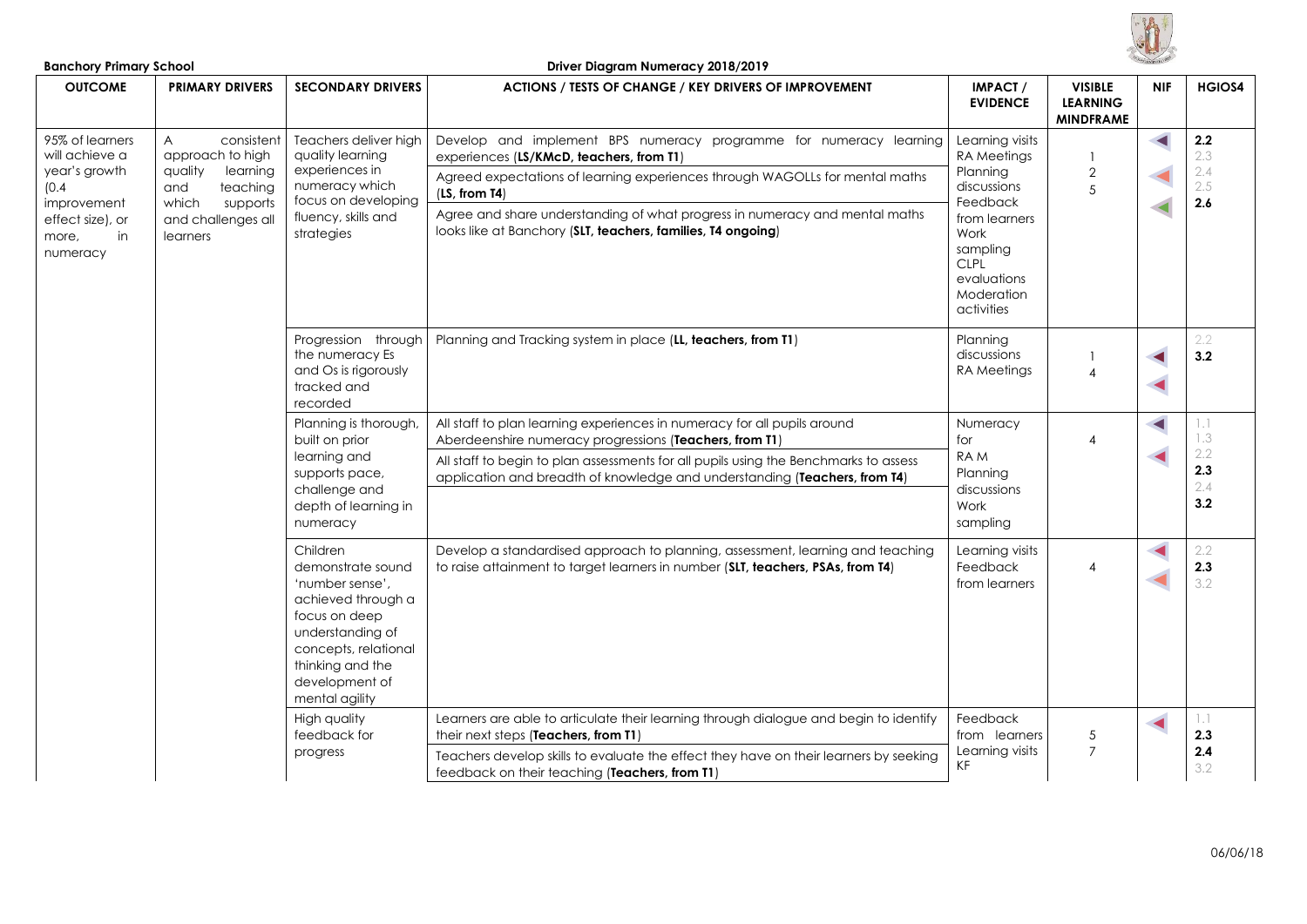**Banchory Primary School**

**Driver Diagram Numeracy 2018/2019**

| OUTCOME | PRIMARY DRIVERS | SECONDARY DRIVERS | ACTIONS / TESTS OF CHANGE / KEY DRIVERS OF IMPROVEMENT | IMPACT / EVIDENCE | VISIBLE LEARNING MINDFRAME | NIF | HGIOS4 |
|---|---|---|---|---|---|---|---|
| 95% of learners will achieve a year's growth (0.4 improvement effect size), or more, in numeracy | A consistent approach to high quality learning and teaching which supports and challenges all learners | Teachers deliver high quality learning experiences in numeracy which focus on developing fluency, skills and strategies | Develop and implement BPS numeracy programme for numeracy learning experiences (**LS/KMcD, teachers, from T1**)<br>Agreed expectations of learning experiences through WAGOLLs for mental maths (**LS, from T4**)<br>Agree and share understanding of what progress in numeracy and mental maths looks like at Banchory (**SLT, teachers, families, T4 ongoing**) | Learning visits<br>RA Meetings<br>Planning discussions<br>Feedback from learners<br>Work sampling<br>CLPL evaluations<br>Moderation activities | 1<br>2<br>5 | | **2.2**<br>2.3<br>2.4<br>2.5<br>**2.6** |
| | | Progression through the numeracy Es and Os is rigorously tracked and recorded | Planning and Tracking system in place (**LL, teachers, from T1**) | Planning discussions<br>RA Meetings | 1<br>4 | | 2.2<br>**3.2** |
| | | Planning is thorough, built on prior learning and supports pace, challenge and depth of learning in numeracy | All staff to plan learning experiences in numeracy for all pupils around Aberdeenshire numeracy progressions (**Teachers, from T1**)<br>All staff to begin to plan assessments for all pupils using the Benchmarks to assess application and breadth of knowledge and understanding (**Teachers, from T4**) | Numeracy for RA M<br>Planning discussions<br>Work sampling | 4 | | 1.1<br>1.3<br>2.2<br>**2.3**<br>2.4<br>**3.2** |
| | | Children demonstrate sound 'number sense', achieved through a focus on deep understanding of concepts, relational thinking and the development of mental agility | Develop a standardised approach to planning, assessment, learning and teaching to raise attainment to target learners in number (**SLT, teachers, PSAs, from T4**) | Learning visits<br>Feedback from learners | 4 | | 2.2<br>**2.3**<br>3.2 |
| | | High quality feedback for progress | Learners are able to articulate their learning through dialogue and begin to identify their next steps (**Teachers, from T1**)<br>Teachers develop skills to evaluate the effect they have on their learners by seeking feedback on their teaching (**Teachers, from T1**) | Feedback from learners<br>Learning visits<br>KF | 5<br>7 | | 1.1<br>**2.3**<br>**2.4**<br>3.2 |

06/06/18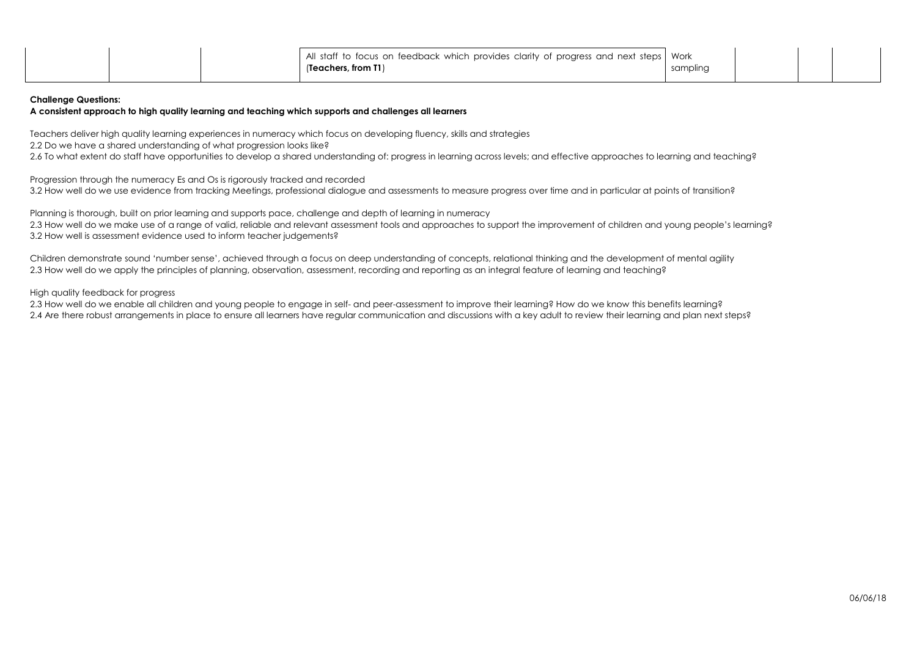|  |  |  | All staff to focus on feedback which provides clarity of progress and next steps (**Teachers, from T1**) | Work sampling |  |  |  |
|---|---|---|---|---|---|---|---|

**Challenge Questions:**

**A consistent approach to high quality learning and teaching which supports and challenges all learners**

Teachers deliver high quality learning experiences in numeracy which focus on developing fluency, skills and strategies
2.2 Do we have a shared understanding of what progression looks like?
2.6 To what extent do staff have opportunities to develop a shared understanding of: progress in learning across levels; and effective approaches to learning and teaching?

Progression through the numeracy Es and Os is rigorously tracked and recorded
3.2 How well do we use evidence from tracking Meetings, professional dialogue and assessments to measure progress over time and in particular at points of transition?

Planning is thorough, built on prior learning and supports pace, challenge and depth of learning in numeracy
2.3 How well do we make use of a range of valid, reliable and relevant assessment tools and approaches to support the improvement of children and young people's learning?
3.2 How well is assessment evidence used to inform teacher judgements?

Children demonstrate sound 'number sense', achieved through a focus on deep understanding of concepts, relational thinking and the development of mental agility
2.3 How well do we apply the principles of planning, observation, assessment, recording and reporting as an integral feature of learning and teaching?

High quality feedback for progress
2.3 How well do we enable all children and young people to engage in self- and peer-assessment to improve their learning? How do we know this benefits learning?
2.4 Are there robust arrangements in place to ensure all learners have regular communication and discussions with a key adult to review their learning and plan next steps?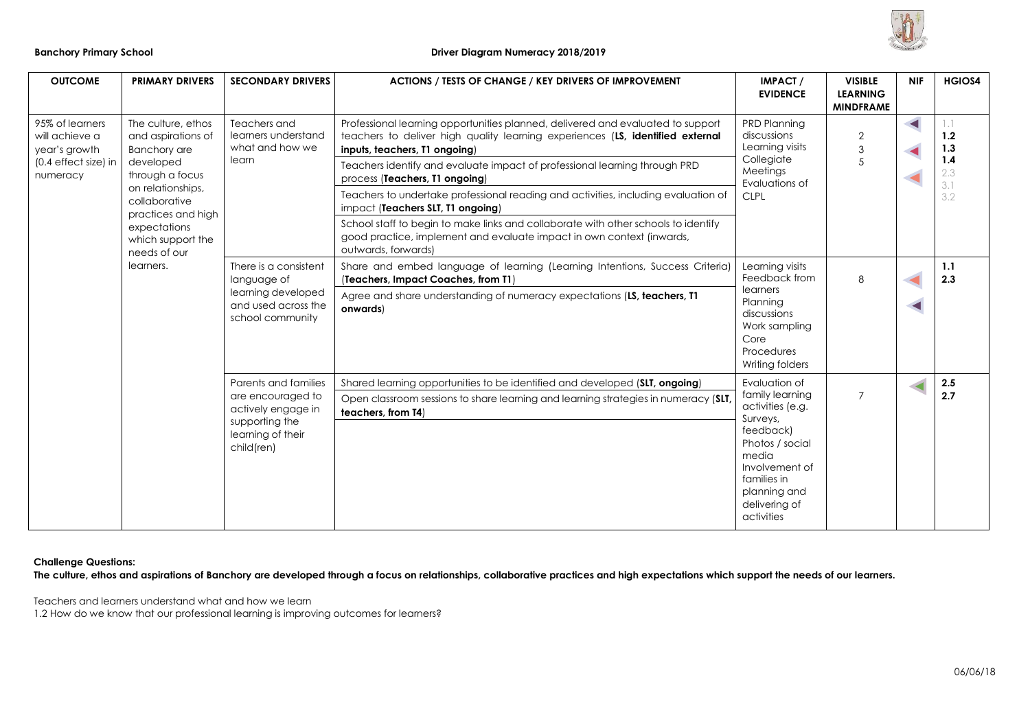**Banchory Primary School**

**Driver Diagram Numeracy 2018/2019**

| OUTCOME | PRIMARY DRIVERS | SECONDARY DRIVERS | ACTIONS / TESTS OF CHANGE / KEY DRIVERS OF IMPROVEMENT | IMPACT / EVIDENCE | VISIBLE LEARNING MINDFRAME | NIF | HGIOS4 |
|---|---|---|---|---|---|---|---|
| 95% of learners will achieve a year's growth (0.4 effect size) in numeracy | The culture, ethos and aspirations of Banchory are developed through a focus on relationships, collaborative practices and high expectations which support the needs of our learners. | Teachers and learners understand what and how we learn | Professional learning opportunities planned, delivered and evaluated to support teachers to deliver high quality learning experiences (**LS, identified external inputs, teachers, T1 ongoing**)<br>Teachers identify and evaluate impact of professional learning through PRD process (**Teachers, T1 ongoing**)<br>Teachers to undertake professional reading and activities, including evaluation of impact (**Teachers SLT, T1 ongoing**)<br>School staff to begin to make links and collaborate with other schools to identify good practice, implement and evaluate impact in own context (inwards, outwards, forwards) | PRD Planning discussions<br>Learning visits<br>Collegiate Meetings<br>Evaluations of CLPL | 2<br>3<br>5 | | 1.1<br>**1.2**<br>**1.3**<br>**1.4**<br>2.3<br>3.1<br>3.2 |
| | | There is a consistent language of learning developed and used across the school community | Share and embed language of learning (Learning Intentions, Success Criteria) (**Teachers, Impact Coaches, from T1**)<br>Agree and share understanding of numeracy expectations (**LS, teachers, T1 onwards**) | Learning visits<br>Feedback from learners<br>Planning discussions<br>Work sampling<br>Core Procedures<br>Writing folders | 8 | | **1.1**<br>**2.3** |
| | | Parents and families are encouraged to actively engage in supporting the learning of their child(ren) | Shared learning opportunities to be identified and developed (**SLT, ongoing**)<br>Open classroom sessions to share learning and learning strategies in numeracy (**SLT, teachers, from T4**) | Evaluation of family learning activities (e.g. Surveys, feedback)<br>Photos / social media<br>Involvement of families in planning and delivering of activities | 7 | | **2.5**<br>**2.7** |

**Challenge Questions:**

**The culture, ethos and aspirations of Banchory are developed through a focus on relationships, collaborative practices and high expectations which support the needs of our learners.**

Teachers and learners understand what and how we learn

1.2 How do we know that our professional learning is improving outcomes for learners?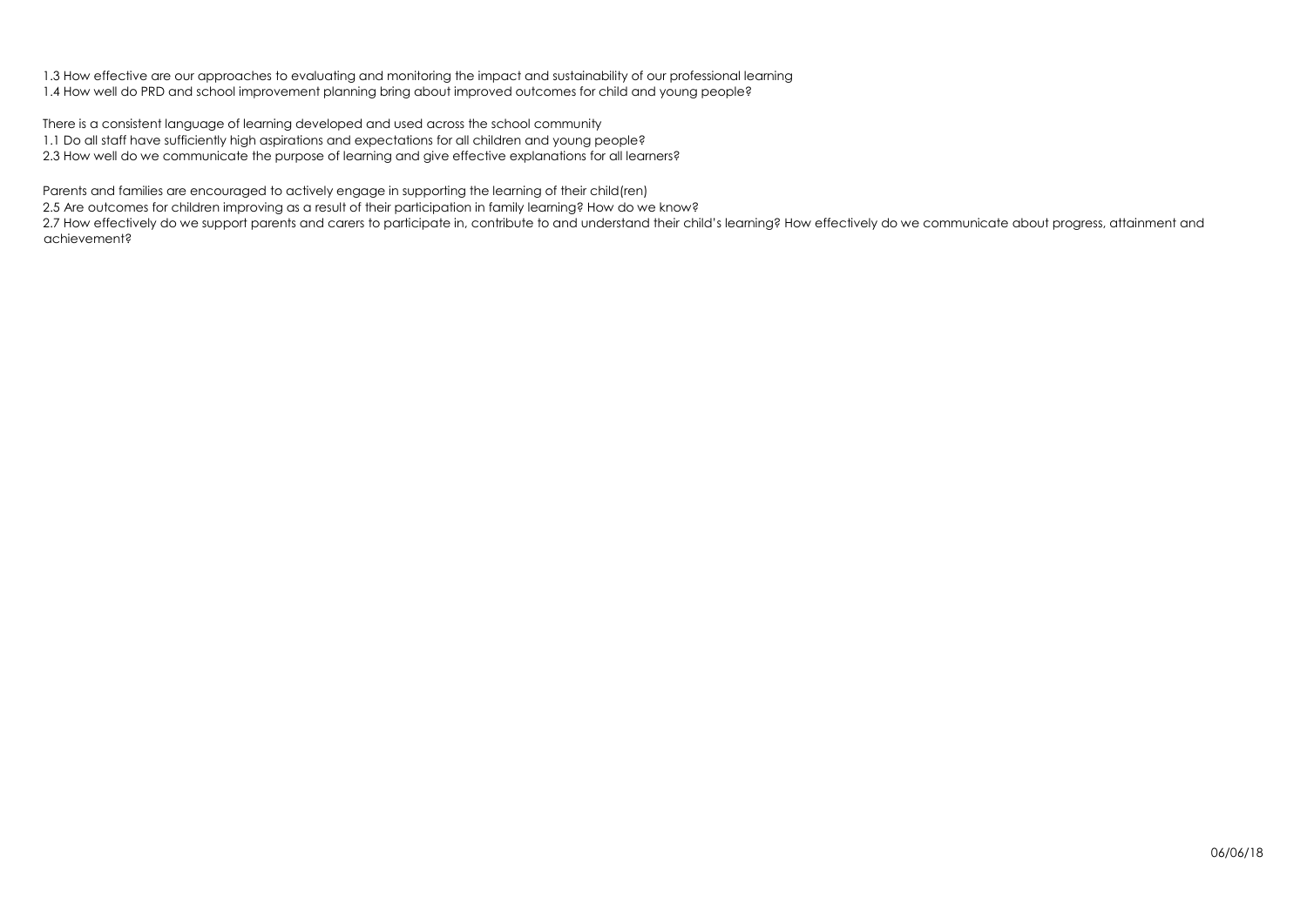1.3 How effective are our approaches to evaluating and monitoring the impact and sustainability of our professional learning
1.4 How well do PRD and school improvement planning bring about improved outcomes for child and young people?

There is a consistent language of learning developed and used across the school community
1.1 Do all staff have sufficiently high aspirations and expectations for all children and young people?
2.3 How well do we communicate the purpose of learning and give effective explanations for all learners?

Parents and families are encouraged to actively engage in supporting the learning of their child(ren)
2.5 Are outcomes for children improving as a result of their participation in family learning? How do we know?
2.7 How effectively do we support parents and carers to participate in, contribute to and understand their child's learning? How effectively do we communicate about progress, attainment and achievement?

06/06/18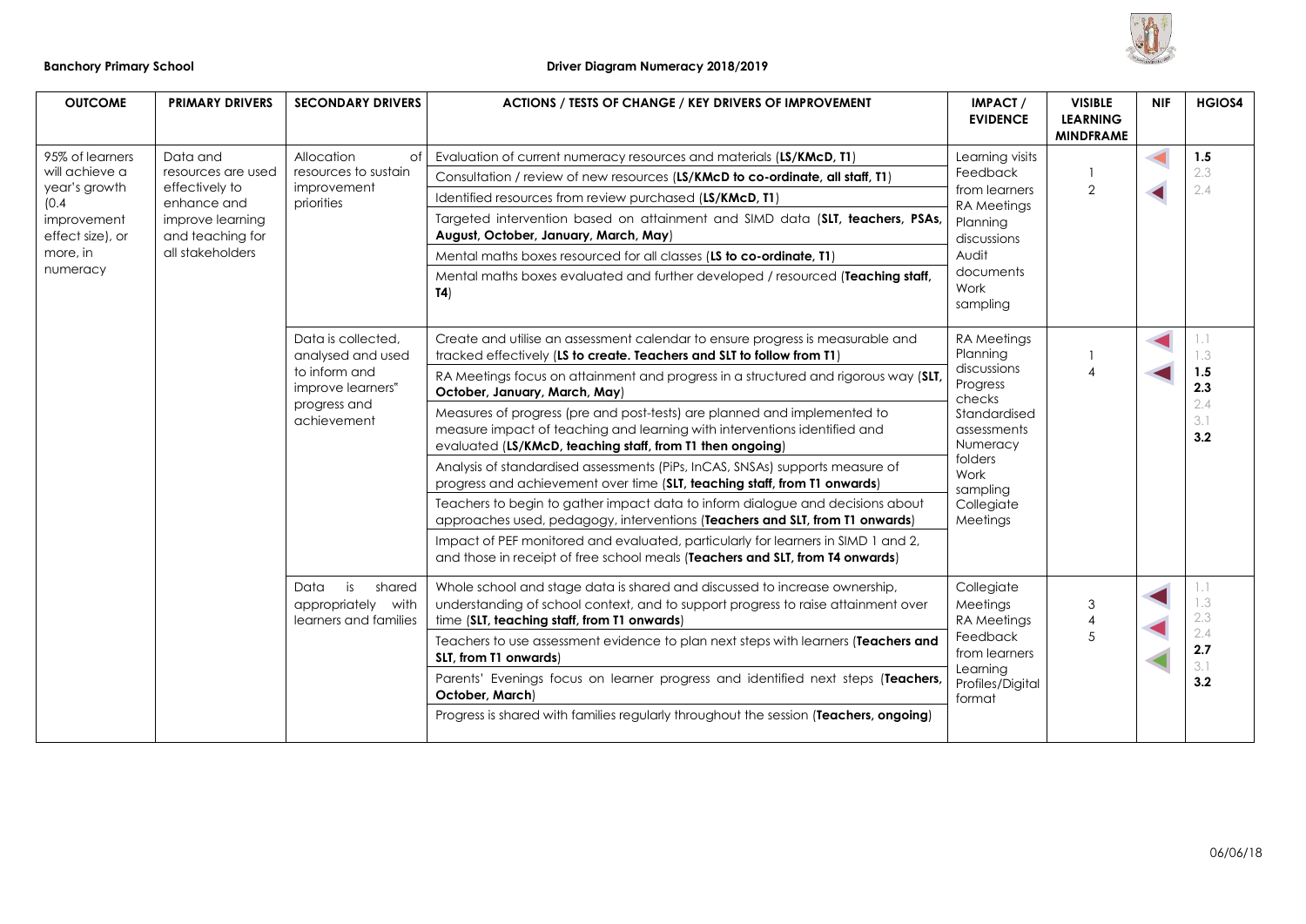**Banchory Primary School**

## Driver Diagram Numeracy 2018/2019

| OUTCOME | PRIMARY DRIVERS | SECONDARY DRIVERS | ACTIONS / TESTS OF CHANGE / KEY DRIVERS OF IMPROVEMENT | IMPACT / EVIDENCE | VISIBLE LEARNING MINDFRAME | NIF | HGIOS4 |
|---|---|---|---|---|---|---|---|
| 95% of learners will achieve a year's growth (0.4 improvement effect size), or more, in numeracy | Data and resources are used effectively to enhance and improve learning and teaching for all stakeholders | Allocation of resources to sustain improvement priorities | Evaluation of current numeracy resources and materials (**LS/KMcD, T1**)<br>Consultation / review of new resources (**LS/KMcD to co-ordinate, all staff, T1**)<br>Identified resources from review purchased (**LS/KMcD, T1**)<br>Targeted intervention based on attainment and SIMD data (**SLT, teachers, PSAs, August, October, January, March, May**)<br>Mental maths boxes resourced for all classes (**LS to co-ordinate, T1**)<br>Mental maths boxes evaluated and further developed / resourced (**Teaching staff, T4**) | Learning visits<br>Feedback from learners<br>RA Meetings<br>Planning discussions<br>Audit documents<br>Work sampling | 1<br>2 | | **1.5**<br>2.3<br>2.4 |
| | | Data is collected, analysed and used to inform and improve learners" progress and achievement | Create and utilise an assessment calendar to ensure progress is measurable and tracked effectively (**LS to create. Teachers and SLT to follow from T1**)<br>RA Meetings focus on attainment and progress in a structured and rigorous way (**SLT, October, January, March, May**)<br>Measures of progress (pre and post-tests) are planned and implemented to measure impact of teaching and learning with interventions identified and evaluated (**LS/KMcD, teaching staff, from T1 then ongoing**)<br>Analysis of standardised assessments (PiPs, InCAS, SNSAs) supports measure of progress and achievement over time (**SLT, teaching staff, from T1 onwards**)<br>Teachers to begin to gather impact data to inform dialogue and decisions about approaches used, pedagogy, interventions (**Teachers and SLT, from T1 onwards**)<br>Impact of PEF monitored and evaluated, particularly for learners in SIMD 1 and 2, and those in receipt of free school meals (**Teachers and SLT, from T4 onwards**) | RA Meetings<br>Planning discussions<br>Progress checks<br>Standardised assessments<br>Numeracy folders<br>Work sampling<br>Collegiate Meetings | 1<br>4 | | 1.1<br>1.3<br>**1.5**<br>**2.3**<br>2.4<br>3.1<br>**3.2** |
| | | Data is shared appropriately with learners and families | Whole school and stage data is shared and discussed to increase ownership, understanding of school context, and to support progress to raise attainment over time (**SLT, teaching staff, from T1 onwards**)<br>Teachers to use assessment evidence to plan next steps with learners (**Teachers and SLT, from T1 onwards**)<br>Parents' Evenings focus on learner progress and identified next steps (**Teachers, October, March**)<br>Progress is shared with families regularly throughout the session (**Teachers, ongoing**) | Collegiate Meetings<br>RA Meetings<br>Feedback from learners<br>Learning Profiles/Digital format | 3<br>4<br>5 | | 1.1<br>1.3<br>2.3<br>2.4<br>**2.7**<br>3.1<br>**3.2** |

06/06/18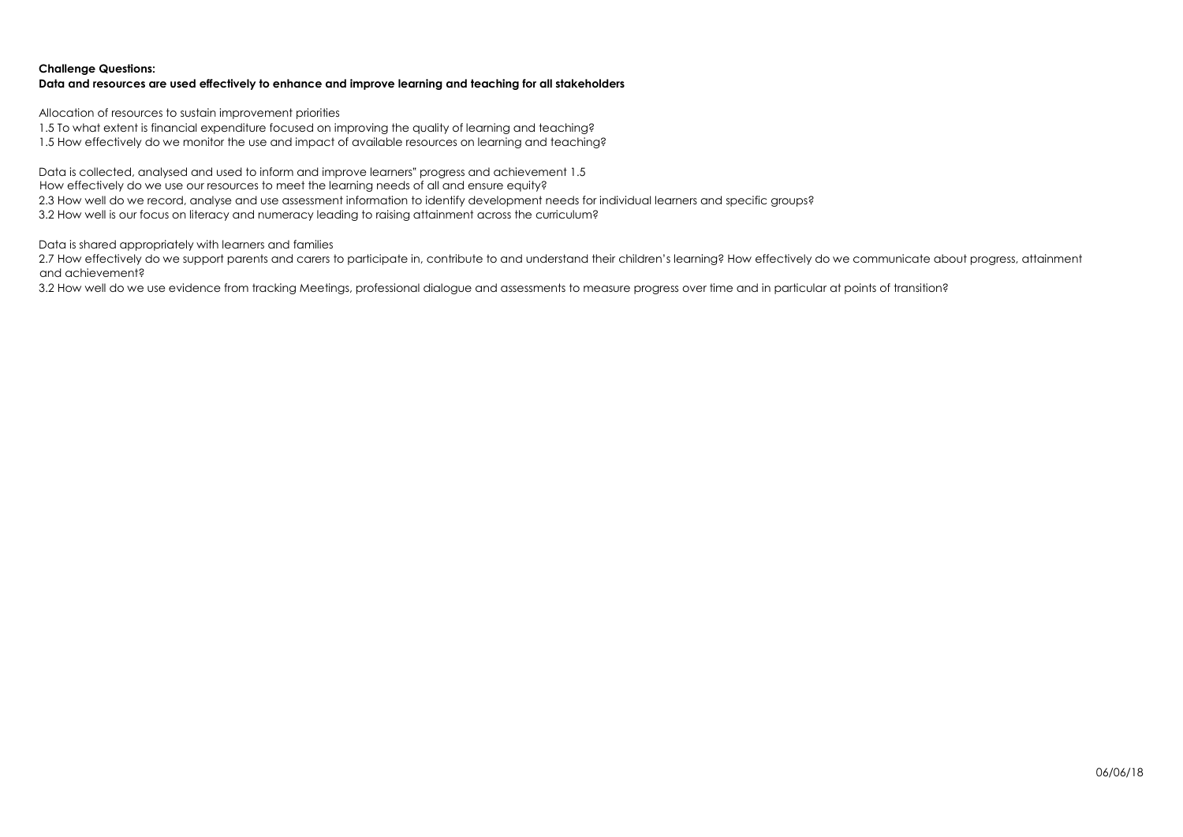**Challenge Questions:**
**Data and resources are used effectively to enhance and improve learning and teaching for all stakeholders**

Allocation of resources to sustain improvement priorities

1.5 To what extent is financial expenditure focused on improving the quality of learning and teaching?
1.5 How effectively do we monitor the use and impact of available resources on learning and teaching?

Data is collected, analysed and used to inform and improve learners" progress and achievement 1.5
How effectively do we use our resources to meet the learning needs of all and ensure equity?
2.3 How well do we record, analyse and use assessment information to identify development needs for individual learners and specific groups?
3.2 How well is our focus on literacy and numeracy leading to raising attainment across the curriculum?

Data is shared appropriately with learners and families

2.7 How effectively do we support parents and carers to participate in, contribute to and understand their children's learning? How effectively do we communicate about progress, attainment and achievement?
3.2 How well do we use evidence from tracking Meetings, professional dialogue and assessments to measure progress over time and in particular at points of transition?

06/06/18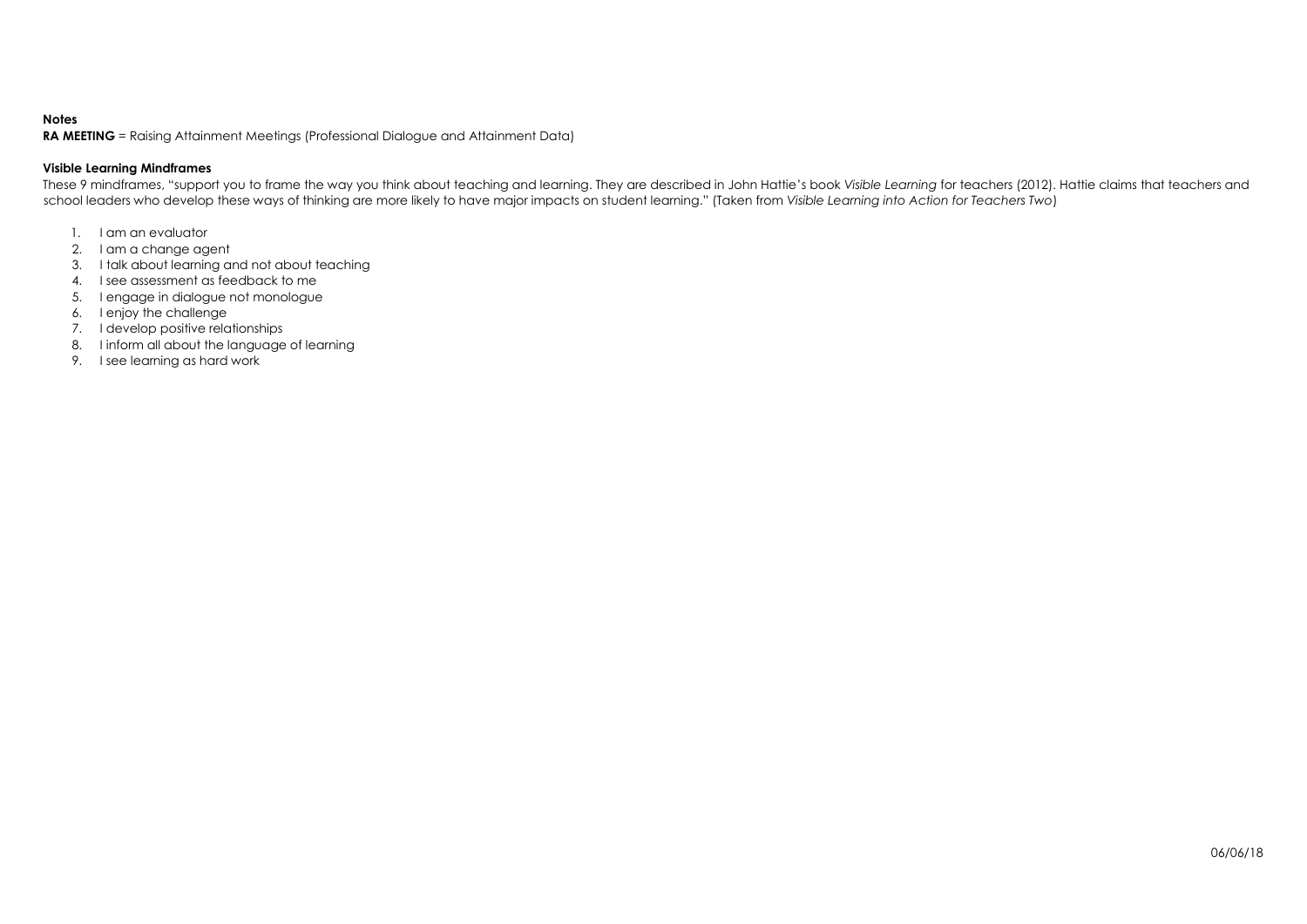**Notes**

**RA MEETING** = Raising Attainment Meetings (Professional Dialogue and Attainment Data)

**Visible Learning Mindframes**

These 9 mindframes, "support you to frame the way you think about teaching and learning. They are described in John Hattie's book *Visible Learning* for teachers (2012). Hattie claims that teachers and school leaders who develop these ways of thinking are more likely to have major impacts on student learning." (Taken from *Visible Learning into Action for Teachers Two*)

1. I am an evaluator
2. I am a change agent
3. I talk about learning and not about teaching
4. I see assessment as feedback to me
5. I engage in dialogue not monologue
6. I enjoy the challenge
7. I develop positive relationships
8. I inform all about the language of learning
9. I see learning as hard work

06/06/18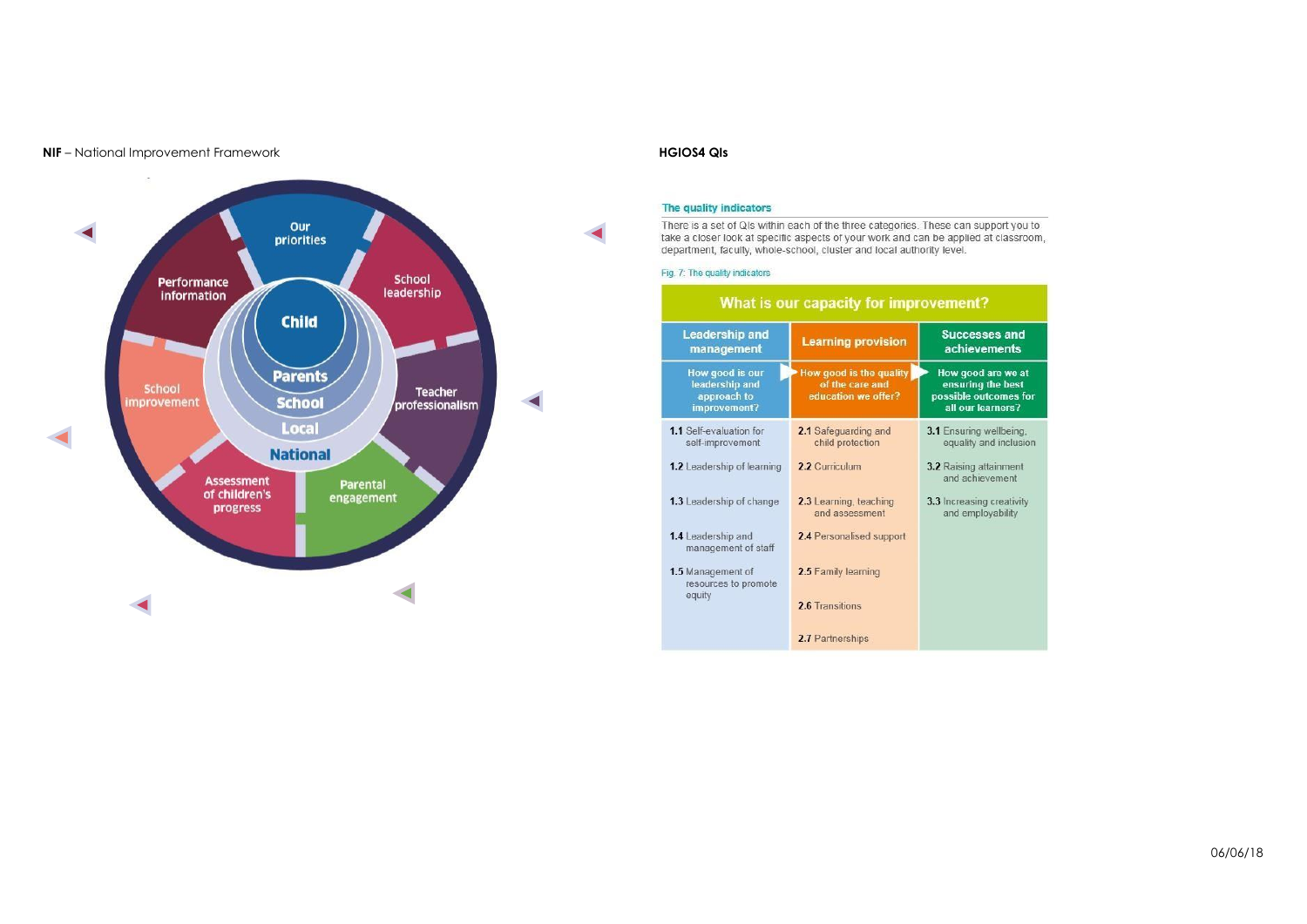**NIF** – National Improvement Framework

Our priorities
School leadership
Teacher professionalism
Parental engagement
Assessment of children's progress
School improvement
Performance information
Child
Parents
School
Local
National

**HGIOS4 QIs**

**The quality indicators**

There is a set of QIs within each of the three categories. These can support you to take a closer look at specific aspects of your work and can be applied at classroom, department, faculty, whole-school, cluster and local authority level.

Fig. 7: The quality indicators

| What is our capacity for improvement? | | |
|---|---|---|
| **Leadership and management** | **Learning provision** | **Successes and achievements** |
| How good is our leadership and approach to improvement? | How good is the quality of the care and education we offer? | How good are we at ensuring the best possible outcomes for all our learners? |
| **1.1** Self-evaluation for self-improvement | **2.1** Safeguarding and child protection | **3.1** Ensuring wellbeing, equality and inclusion |
| **1.2** Leadership of learning | **2.2** Curriculum | **3.2** Raising attainment and achievement |
| **1.3** Leadership of change | **2.3** Learning, teaching and assessment | **3.3** Increasing creativity and employability |
| **1.4** Leadership and management of staff | **2.4** Personalised support | |
| **1.5** Management of resources to promote equity | **2.5** Family learning | |
| | **2.6** Transitions | |
| | **2.7** Partnerships | |

06/06/18